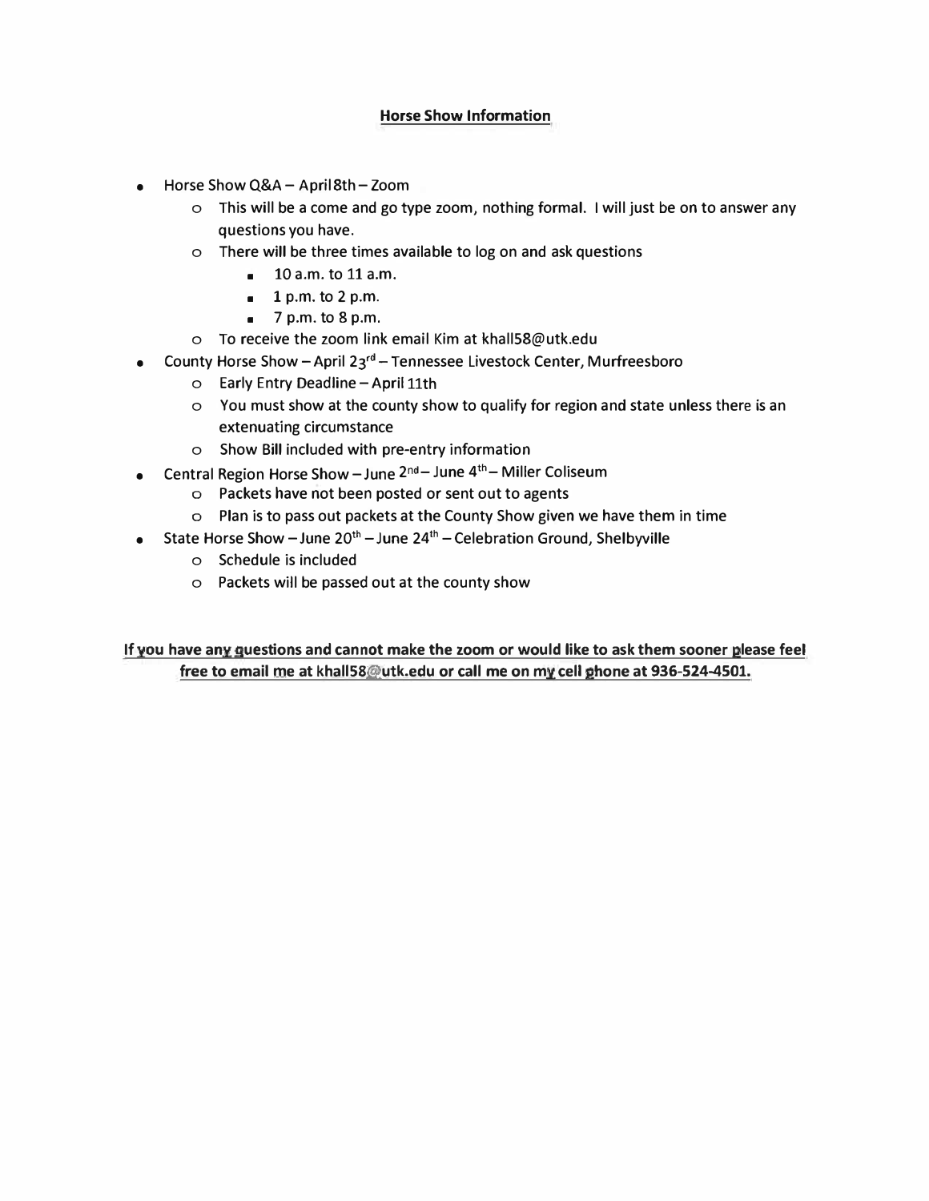## **Horse Show Information**

- Horse Show Q&A – April 8th – Zoom
  - This will be a come and go type zoom, nothing formal. I will just be on to answer any questions you have.
  - There will be three times available to log on and ask questions
    - 10 a.m. to 11 a.m.
    - 1 p.m. to 2 p.m.
    - 7 p.m. to 8 p.m.
  - To receive the zoom link email Kim at khall58@utk.edu
- County Horse Show – April 23rd – Tennessee Livestock Center, Murfreesboro
  - Early Entry Deadline – April 11th
  - You must show at the county show to qualify for region and state unless there is an extenuating circumstance
  - Show Bill included with pre-entry information
- Central Region Horse Show – June 2nd – June 4th – Miller Coliseum
  - Packets have not been posted or sent out to agents
  - Plan is to pass out packets at the County Show given we have them in time
- State Horse Show – June 20th – June 24th – Celebration Ground, Shelbyville
  - Schedule is included
  - Packets will be passed out at the county show

**If you have any questions and cannot make the zoom or would like to ask them sooner please feel free to email me at khall58@utk.edu or call me on my cell phone at 936-524-4501.**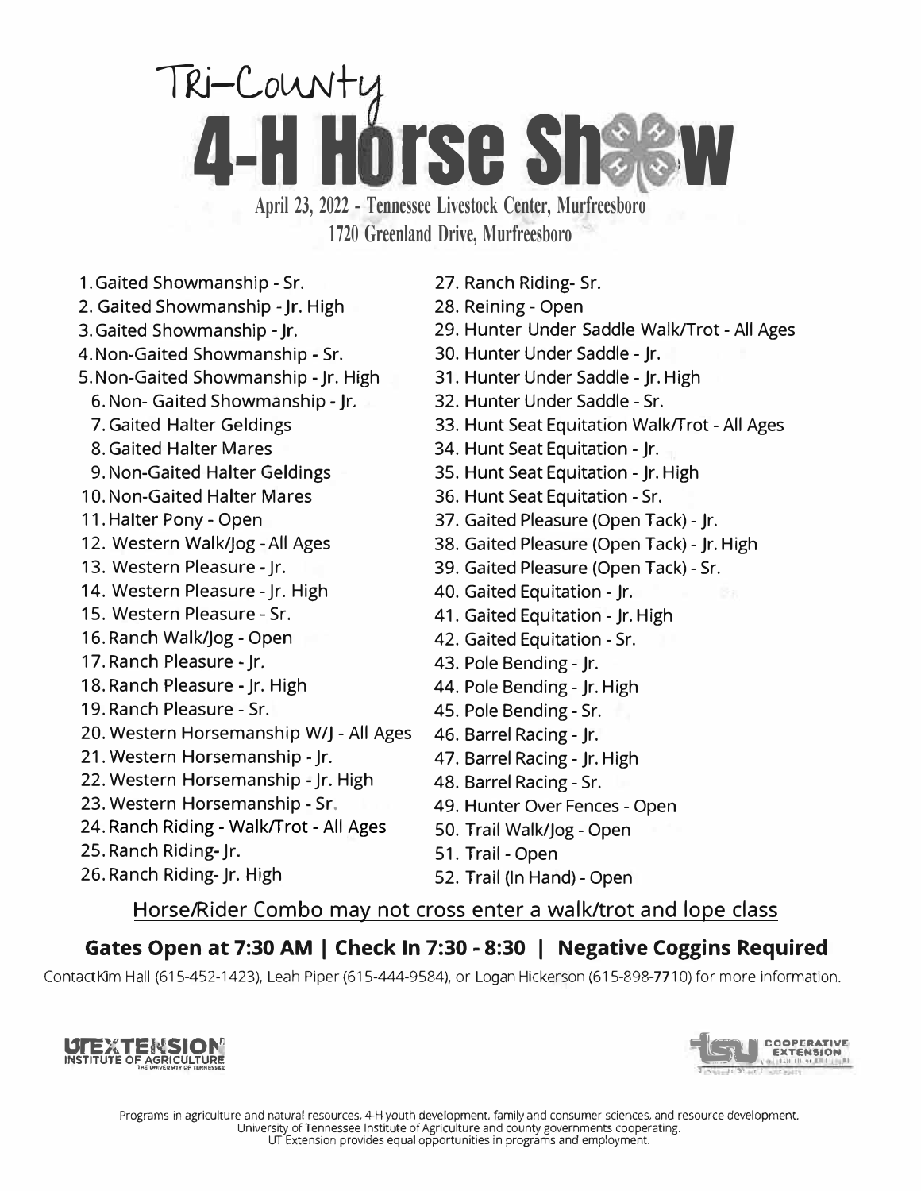# Tri-County 4-H Horse Show

**April 23, 2022 - Tennessee Livestock Center, Murfreesboro**
**1720 Greenland Drive, Murfreesboro**

1. Gaited Showmanship - Sr.
2. Gaited Showmanship - Jr. High
3. Gaited Showmanship - Jr.
4. Non-Gaited Showmanship - Sr.
5. Non-Gaited Showmanship - Jr. High
6. Non- Gaited Showmanship - Jr.
7. Gaited Halter Geldings
8. Gaited Halter Mares
9. Non-Gaited Halter Geldings
10. Non-Gaited Halter Mares
11. Halter Pony - Open
12. Western Walk/Jog - All Ages
13. Western Pleasure - Jr.
14. Western Pleasure - Jr. High
15. Western Pleasure - Sr.
16. Ranch Walk/Jog - Open
17. Ranch Pleasure - Jr.
18. Ranch Pleasure - Jr. High
19. Ranch Pleasure - Sr.
20. Western Horsemanship W/J - All Ages
21. Western Horsemanship - Jr.
22. Western Horsemanship - Jr. High
23. Western Horsemanship - Sr.
24. Ranch Riding - Walk/Trot - All Ages
25. Ranch Riding- Jr.
26. Ranch Riding- Jr. High
27. Ranch Riding- Sr.
28. Reining - Open
29. Hunter Under Saddle Walk/Trot - All Ages
30. Hunter Under Saddle - Jr.
31. Hunter Under Saddle - Jr. High
32. Hunter Under Saddle - Sr.
33. Hunt Seat Equitation Walk/Trot - All Ages
34. Hunt Seat Equitation - Jr.
35. Hunt Seat Equitation - Jr. High
36. Hunt Seat Equitation - Sr.
37. Gaited Pleasure (Open Tack) - Jr.
38. Gaited Pleasure (Open Tack) - Jr. High
39. Gaited Pleasure (Open Tack) - Sr.
40. Gaited Equitation - Jr.
41. Gaited Equitation - Jr. High
42. Gaited Equitation - Sr.
43. Pole Bending - Jr.
44. Pole Bending - Jr. High
45. Pole Bending - Sr.
46. Barrel Racing - Jr.
47. Barrel Racing - Jr. High
48. Barrel Racing - Sr.
49. Hunter Over Fences - Open
50. Trail Walk/Jog - Open
51. Trail - Open
52. Trail (In Hand) - Open

Horse/Rider Combo may not cross enter a walk/trot and lope class

**Gates Open at 7:30 AM | Check In 7:30 - 8:30 | Negative Coggins Required**

Contact Kim Hall (615-452-1423), Leah Piper (615-444-9584), or Logan Hickerson (615-898-7710) for more information.

UT EXTENSION INSTITUTE OF AGRICULTURE THE UNIVERSITY OF TENNESSEE

TSU COOPERATIVE EXTENSION

Programs in agriculture and natural resources, 4-H youth development, family and consumer sciences, and resource development. University of Tennessee Institute of Agriculture and county governments cooperating. UT Extension provides equal opportunities in programs and employment.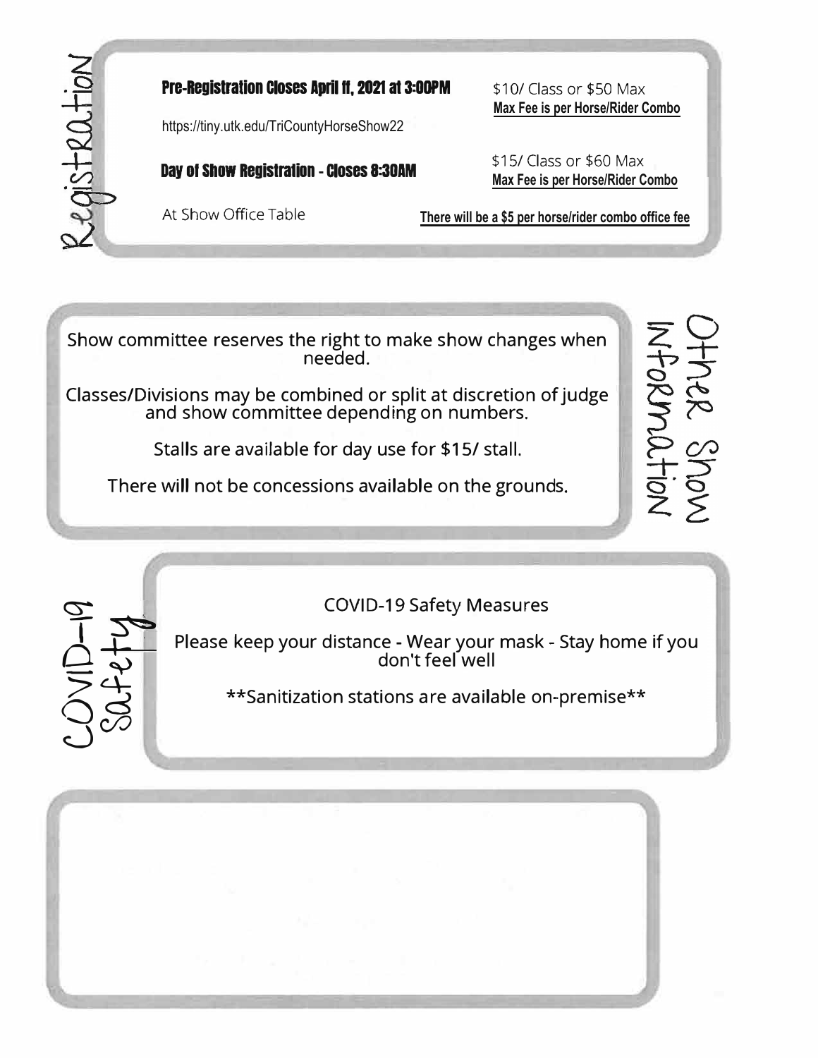## Registration

**Pre-Registration Closes April 11, 2021 at 3:00PM**

https://tiny.utk.edu/TriCountyHorseShow22

\$10/ Class or \$50 Max
**Max Fee is per Horse/Rider Combo**

**Day of Show Registration - Closes 8:30AM**

At Show Office Table

\$15/ Class or \$60 Max
**Max Fee is per Horse/Rider Combo**

**There will be a \$5 per horse/rider combo office fee**

## Other Show Information

Show committee reserves the right to make show changes when needed.

Classes/Divisions may be combined or split at discretion of judge and show committee depending on numbers.

Stalls are available for day use for \$15/ stall.

There will not be concessions available on the grounds.

## COVID-19 Safety

COVID-19 Safety Measures

Please keep your distance - Wear your mask - Stay home if you don't feel well

**Sanitization stations are available on-premise**